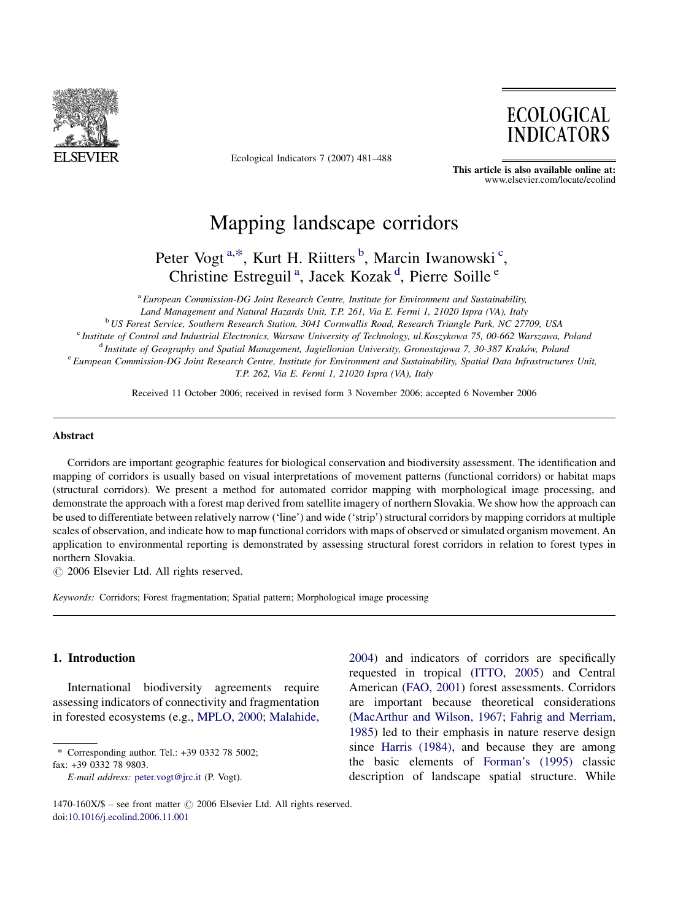# Mapping landscape corridors

Peter Vogt [a,*], Kurt H. Riitters [b], Marcin Iwanowski [c], Christine Estreguil [a], Jacek Kozak [d], Pierre Soille [e]

[a] European Commission-DG Joint Research Centre, Institute for Environment and Sustainability, Land Management and Natural Hazards Unit, T.P. 261, Via E. Fermi 1, 21020 Ispra (VA), Italy

[b] US Forest Service, Southern Research Station, 3041 Cornwallis Road, Research Triangle Park, NC 27709, USA

[c] Institute of Control and Industrial Electronics, Warsaw University of Technology, ul.Koszykowa 75, 00-662 Warszawa, Poland

[d] Institute of Geography and Spatial Management, Jagiellonian University, Gronostajowa 7, 30-387 Kraków, Poland

[e] European Commission-DG Joint Research Centre, Institute for Environment and Sustainability, Spatial Data Infrastructures Unit, T.P. 262, Via E. Fermi 1, 21020 Ispra (VA), Italy

Received 11 October 2006; received in revised form 3 November 2006; accepted 6 November 2006

## Abstract

Corridors are important geographic features for biological conservation and biodiversity assessment. The identification and mapping of corridors is usually based on visual interpretations of movement patterns (functional corridors) or habitat maps (structural corridors). We present a method for automated corridor mapping with morphological image processing, and demonstrate the approach with a forest map derived from satellite imagery of northern Slovakia. We show how the approach can be used to differentiate between relatively narrow ('line') and wide ('strip') structural corridors by mapping corridors at multiple scales of observation, and indicate how to map functional corridors with maps of observed or simulated organism movement. An application to environmental reporting is demonstrated by assessing structural forest corridors in relation to forest types in northern Slovakia.

© 2006 Elsevier Ltd. All rights reserved.

*Keywords:* Corridors; Forest fragmentation; Spatial pattern; Morphological image processing

## 1. Introduction

International biodiversity agreements require assessing indicators of connectivity and fragmentation in forested ecosystems (e.g., MPLO, 2000; Malahide, 2004) and indicators of corridors are specifically requested in tropical (ITTO, 2005) and Central American (FAO, 2001) forest assessments. Corridors are important because theoretical considerations (MacArthur and Wilson, 1967; Fahrig and Merriam, 1985) led to their emphasis in nature reserve design since Harris (1984), and because they are among the basic elements of Forman's (1995) classic description of landscape spatial structure. While

\* Corresponding author. Tel.: +39 0332 78 5002; fax: +39 0332 78 9803.

*E-mail address:* peter.vogt@jrc.it (P. Vogt).

1470-160X/$ – see front matter © 2006 Elsevier Ltd. All rights reserved.
doi:10.1016/j.ecolind.2006.11.001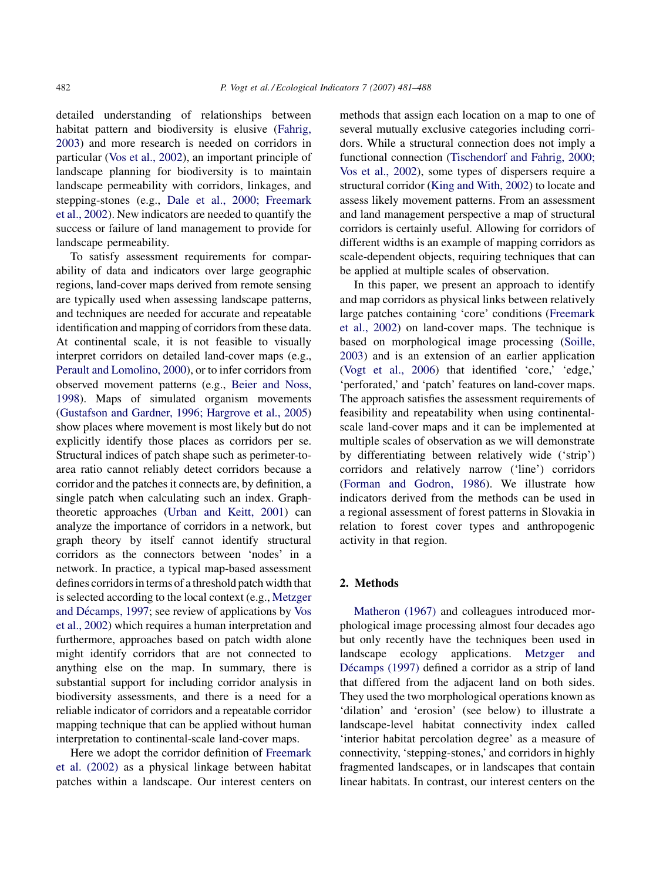detailed understanding of relationships between habitat pattern and biodiversity is elusive (Fahrig, 2003) and more research is needed on corridors in particular (Vos et al., 2002), an important principle of landscape planning for biodiversity is to maintain landscape permeability with corridors, linkages, and stepping-stones (e.g., Dale et al., 2000; Freemark et al., 2002). New indicators are needed to quantify the success or failure of land management to provide for landscape permeability.

To satisfy assessment requirements for comparability of data and indicators over large geographic regions, land-cover maps derived from remote sensing are typically used when assessing landscape patterns, and techniques are needed for accurate and repeatable identification and mapping of corridors from these data. At continental scale, it is not feasible to visually interpret corridors on detailed land-cover maps (e.g., Perault and Lomolino, 2000), or to infer corridors from observed movement patterns (e.g., Beier and Noss, 1998). Maps of simulated organism movements (Gustafson and Gardner, 1996; Hargrove et al., 2005) show places where movement is most likely but do not explicitly identify those places as corridors per se. Structural indices of patch shape such as perimeter-to-area ratio cannot reliably detect corridors because a corridor and the patches it connects are, by definition, a single patch when calculating such an index. Graph-theoretic approaches (Urban and Keitt, 2001) can analyze the importance of corridors in a network, but graph theory by itself cannot identify structural corridors as the connectors between 'nodes' in a network. In practice, a typical map-based assessment defines corridors in terms of a threshold patch width that is selected according to the local context (e.g., Metzger and Décamps, 1997; see review of applications by Vos et al., 2002) which requires a human interpretation and furthermore, approaches based on patch width alone might identify corridors that are not connected to anything else on the map. In summary, there is substantial support for including corridor analysis in biodiversity assessments, and there is a need for a reliable indicator of corridors and a repeatable corridor mapping technique that can be applied without human interpretation to continental-scale land-cover maps.

Here we adopt the corridor definition of Freemark et al. (2002) as a physical linkage between habitat patches within a landscape. Our interest centers on methods that assign each location on a map to one of several mutually exclusive categories including corridors. While a structural connection does not imply a functional connection (Tischendorf and Fahrig, 2000; Vos et al., 2002), some types of dispersers require a structural corridor (King and With, 2002) to locate and assess likely movement patterns. From an assessment and land management perspective a map of structural corridors is certainly useful. Allowing for corridors of different widths is an example of mapping corridors as scale-dependent objects, requiring techniques that can be applied at multiple scales of observation.

In this paper, we present an approach to identify and map corridors as physical links between relatively large patches containing 'core' conditions (Freemark et al., 2002) on land-cover maps. The technique is based on morphological image processing (Soille, 2003) and is an extension of an earlier application (Vogt et al., 2006) that identified 'core,' 'edge,' 'perforated,' and 'patch' features on land-cover maps. The approach satisfies the assessment requirements of feasibility and repeatability when using continental-scale land-cover maps and it can be implemented at multiple scales of observation as we will demonstrate by differentiating between relatively wide ('strip') corridors and relatively narrow ('line') corridors (Forman and Godron, 1986). We illustrate how indicators derived from the methods can be used in a regional assessment of forest patterns in Slovakia in relation to forest cover types and anthropogenic activity in that region.

## 2. Methods

Matheron (1967) and colleagues introduced morphological image processing almost four decades ago but only recently have the techniques been used in landscape ecology applications. Metzger and Décamps (1997) defined a corridor as a strip of land that differed from the adjacent land on both sides. They used the two morphological operations known as 'dilation' and 'erosion' (see below) to illustrate a landscape-level habitat connectivity index called 'interior habitat percolation degree' as a measure of connectivity, 'stepping-stones,' and corridors in highly fragmented landscapes, or in landscapes that contain linear habitats. In contrast, our interest centers on the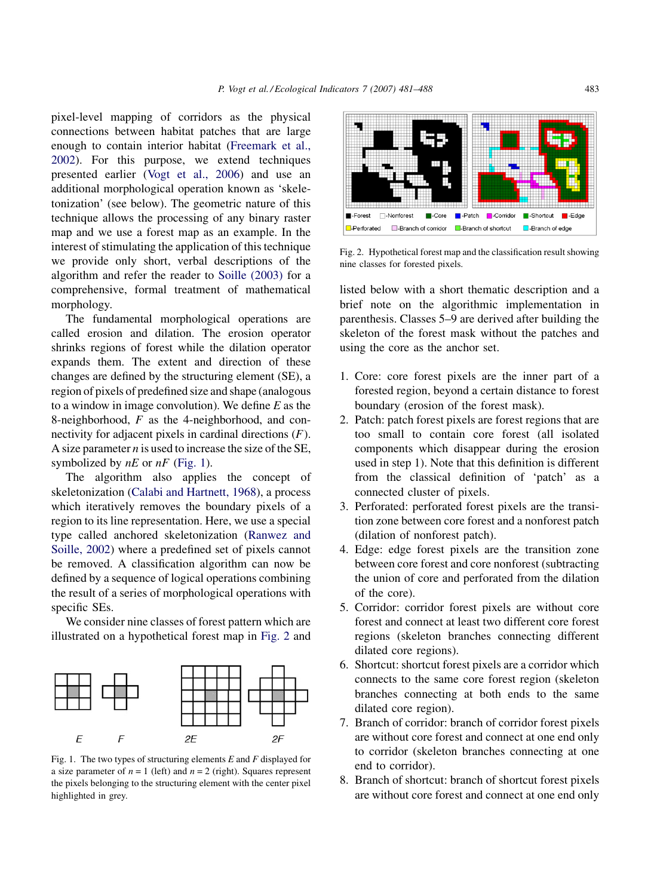pixel-level mapping of corridors as the physical connections between habitat patches that are large enough to contain interior habitat (Freemark et al., 2002). For this purpose, we extend techniques presented earlier (Vogt et al., 2006) and use an additional morphological operation known as 'skeletonization' (see below). The geometric nature of this technique allows the processing of any binary raster map and we use a forest map as an example. In the interest of stimulating the application of this technique we provide only short, verbal descriptions of the algorithm and refer the reader to Soille (2003) for a comprehensive, formal treatment of mathematical morphology.

The fundamental morphological operations are called erosion and dilation. The erosion operator shrinks regions of forest while the dilation operator expands them. The extent and direction of these changes are defined by the structuring element (SE), a region of pixels of predefined size and shape (analogous to a window in image convolution). We define $E$ as the 8-neighborhood, $F$ as the 4-neighborhood, and connectivity for adjacent pixels in cardinal directions ($F$). A size parameter $n$ is used to increase the size of the SE, symbolized by $nE$ or $nF$ (Fig. 1).

The algorithm also applies the concept of skeletonization (Calabi and Hartnett, 1968), a process which iteratively removes the boundary pixels of a region to its line representation. Here, we use a special type called anchored skeletonization (Ranwez and Soille, 2002) where a predefined set of pixels cannot be removed. A classification algorithm can now be defined by a sequence of logical operations combining the result of a series of morphological operations with specific SEs.

We consider nine classes of forest pattern which are illustrated on a hypothetical forest map in Fig. 2 and listed below with a short thematic description and a brief note on the algorithmic implementation in parenthesis. Classes 5–9 are derived after building the skeleton of the forest mask without the patches and using the core as the anchor set.

Fig. 1. The two types of structuring elements $E$ and $F$ displayed for a size parameter of $n = 1$ (left) and $n = 2$ (right). Squares represent the pixels belonging to the structuring element with the center pixel highlighted in grey.

Fig. 2. Hypothetical forest map and the classification result showing nine classes for forested pixels.

1. Core: core forest pixels are the inner part of a forested region, beyond a certain distance to forest boundary (erosion of the forest mask).
2. Patch: patch forest pixels are forest regions that are too small to contain core forest (all isolated components which disappear during the erosion used in step 1). Note that this definition is different from the classical definition of 'patch' as a connected cluster of pixels.
3. Perforated: perforated forest pixels are the transition zone between core forest and a nonforest patch (dilation of nonforest patch).
4. Edge: edge forest pixels are the transition zone between core forest and core nonforest (subtracting the union of core and perforated from the dilation of the core).
5. Corridor: corridor forest pixels are without core forest and connect at least two different core forest regions (skeleton branches connecting different dilated core regions).
6. Shortcut: shortcut forest pixels are a corridor which connects to the same core forest region (skeleton branches connecting at both ends to the same dilated core region).
7. Branch of corridor: branch of corridor forest pixels are without core forest and connect at one end only to corridor (skeleton branches connecting at one end to corridor).
8. Branch of shortcut: branch of shortcut forest pixels are without core forest and connect at one end only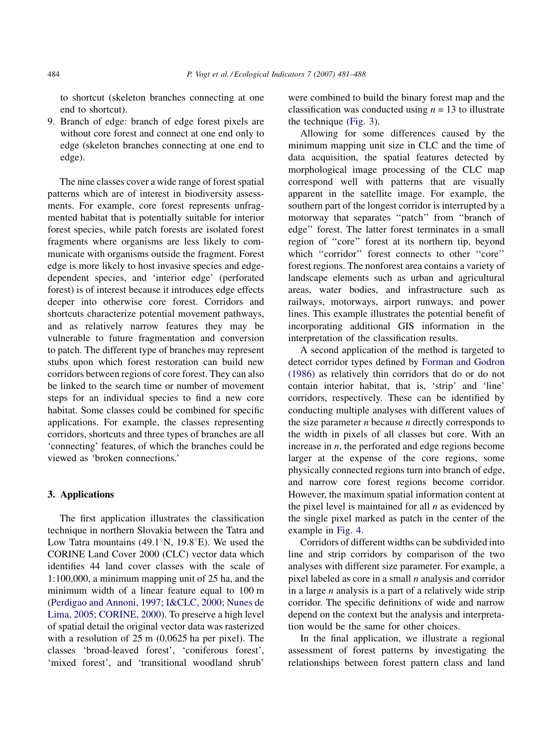to shortcut (skeleton branches connecting at one end to shortcut).

9. Branch of edge: branch of edge forest pixels are without core forest and connect at one end only to edge (skeleton branches connecting at one end to edge).

The nine classes cover a wide range of forest spatial patterns which are of interest in biodiversity assessments. For example, core forest represents unfragmented habitat that is potentially suitable for interior forest species, while patch forests are isolated forest fragments where organisms are less likely to communicate with organisms outside the fragment. Forest edge is more likely to host invasive species and edge-dependent species, and 'interior edge' (perforated forest) is of interest because it introduces edge effects deeper into otherwise core forest. Corridors and shortcuts characterize potential movement pathways, and as relatively narrow features they may be vulnerable to future fragmentation and conversion to patch. The different type of branches may represent stubs upon which forest restoration can build new corridors between regions of core forest. They can also be linked to the search time or number of movement steps for an individual species to find a new core habitat. Some classes could be combined for specific applications. For example, the classes representing corridors, shortcuts and three types of branches are all 'connecting' features, of which the branches could be viewed as 'broken connections.'

## 3. Applications

The first application illustrates the classification technique in northern Slovakia between the Tatra and Low Tatra mountains (49.1°N, 19.8°E). We used the CORINE Land Cover 2000 (CLC) vector data which identifies 44 land cover classes with the scale of 1:100,000, a minimum mapping unit of 25 ha, and the minimum width of a linear feature equal to 100 m (Perdigao and Annoni, 1997; I&CLC, 2000; Nunes de Lima, 2005; CORINE, 2000). To preserve a high level of spatial detail the original vector data was rasterized with a resolution of 25 m (0.0625 ha per pixel). The classes 'broad-leaved forest', 'coniferous forest', 'mixed forest', and 'transitional woodland shrub' were combined to build the binary forest map and the classification was conducted using $n = 13$ to illustrate the technique (Fig. 3).

Allowing for some differences caused by the minimum mapping unit size in CLC and the time of data acquisition, the spatial features detected by morphological image processing of the CLC map correspond well with patterns that are visually apparent in the satellite image. For example, the southern part of the longest corridor is interrupted by a motorway that separates "patch" from "branch of edge" forest. The latter forest terminates in a small region of "core" forest at its northern tip, beyond which "corridor" forest connects to other "core" forest regions. The nonforest area contains a variety of landscape elements such as urban and agricultural areas, water bodies, and infrastructure such as railways, motorways, airport runways, and power lines. This example illustrates the potential benefit of incorporating additional GIS information in the interpretation of the classification results.

A second application of the method is targeted to detect corridor types defined by Forman and Godron (1986) as relatively thin corridors that do or do not contain interior habitat, that is, 'strip' and 'line' corridors, respectively. These can be identified by conducting multiple analyses with different values of the size parameter $n$ because $n$ directly corresponds to the width in pixels of all classes but core. With an increase in $n$, the perforated and edge regions become larger at the expense of the core regions, some physically connected regions turn into branch of edge, and narrow core forest regions become corridor. However, the maximum spatial information content at the pixel level is maintained for all $n$ as evidenced by the single pixel marked as patch in the center of the example in Fig. 4.

Corridors of different widths can be subdivided into line and strip corridors by comparison of the two analyses with different size parameter. For example, a pixel labeled as core in a small $n$ analysis and corridor in a large $n$ analysis is a part of a relatively wide strip corridor. The specific definitions of wide and narrow depend on the context but the analysis and interpretation would be the same for other choices.

In the final application, we illustrate a regional assessment of forest patterns by investigating the relationships between forest pattern class and land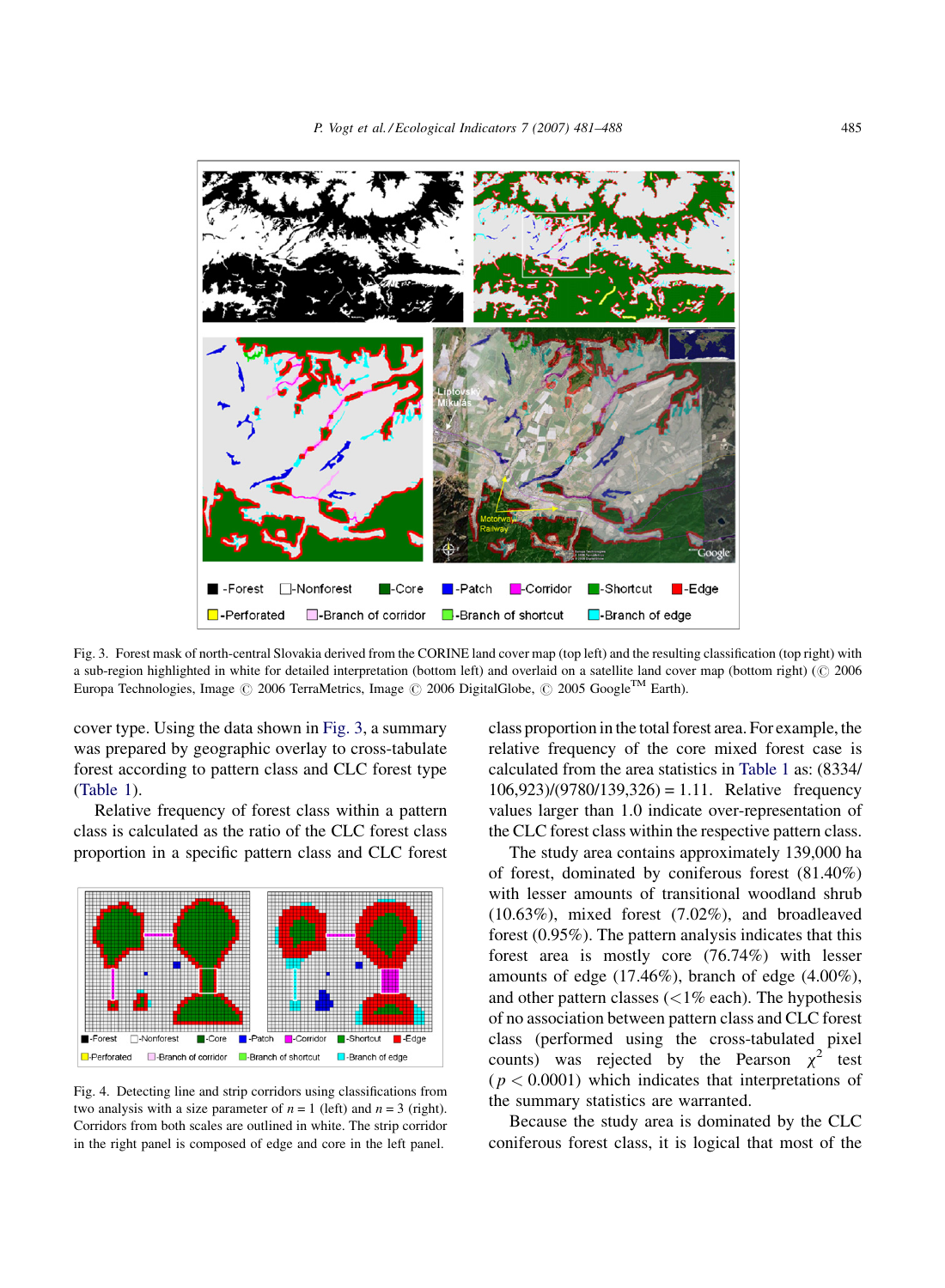Fig. 3. Forest mask of north-central Slovakia derived from the CORINE land cover map (top left) and the resulting classification (top right) with a sub-region highlighted in white for detailed interpretation (bottom left) and overlaid on a satellite land cover map (bottom right) (© 2006 Europa Technologies, Image © 2006 TerraMetrics, Image © 2006 DigitalGlobe, © 2005 Google™ Earth).

cover type. Using the data shown in Fig. 3, a summary was prepared by geographic overlay to cross-tabulate forest according to pattern class and CLC forest type (Table 1).

Relative frequency of forest class within a pattern class is calculated as the ratio of the CLC forest class proportion in a specific pattern class and CLC forest class proportion in the total forest area. For example, the relative frequency of the core mixed forest case is calculated from the area statistics in Table 1 as: (8334/106,923)/(9780/139,326) = 1.11. Relative frequency values larger than 1.0 indicate over-representation of the CLC forest class within the respective pattern class.

The study area contains approximately 139,000 ha of forest, dominated by coniferous forest (81.40%) with lesser amounts of transitional woodland shrub (10.63%), mixed forest (7.02%), and broadleaved forest (0.95%). The pattern analysis indicates that this forest area is mostly core (76.74%) with lesser amounts of edge (17.46%), branch of edge (4.00%), and other pattern classes (<1% each). The hypothesis of no association between pattern class and CLC forest class (performed using the cross-tabulated pixel counts) was rejected by the Pearson $\chi^2$ test ($p < 0.0001$) which indicates that interpretations of the summary statistics are warranted.

Because the study area is dominated by the CLC coniferous forest class, it is logical that most of the

Fig. 4. Detecting line and strip corridors using classifications from two analysis with a size parameter of $n = 1$ (left) and $n = 3$ (right). Corridors from both scales are outlined in white. The strip corridor in the right panel is composed of edge and core in the left panel.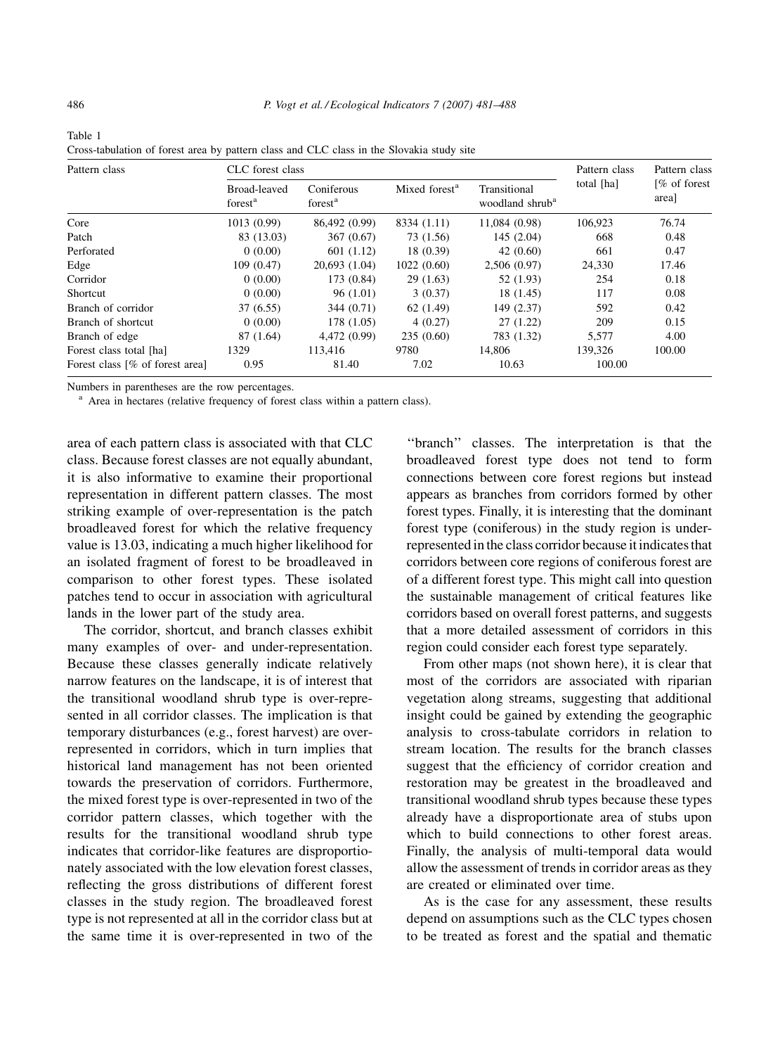Table 1
Cross-tabulation of forest area by pattern class and CLC class in the Slovakia study site

| Pattern class | CLC forest class | | | | Pattern class total [ha] | Pattern class [% of forest area] |
|---|---|---|---|---|---|---|
| | Broad-leaved forest[a] | Coniferous forest[a] | Mixed forest[a] | Transitional woodland shrub[a] | | |
| Core | 1013 (0.99) | 86,492 (0.99) | 8334 (1.11) | 11,084 (0.98) | 106,923 | 76.74 |
| Patch | 83 (13.03) | 367 (0.67) | 73 (1.56) | 145 (2.04) | 668 | 0.48 |
| Perforated | 0 (0.00) | 601 (1.12) | 18 (0.39) | 42 (0.60) | 661 | 0.47 |
| Edge | 109 (0.47) | 20,693 (1.04) | 1022 (0.60) | 2,506 (0.97) | 24,330 | 17.46 |
| Corridor | 0 (0.00) | 173 (0.84) | 29 (1.63) | 52 (1.93) | 254 | 0.18 |
| Shortcut | 0 (0.00) | 96 (1.01) | 3 (0.37) | 18 (1.45) | 117 | 0.08 |
| Branch of corridor | 37 (6.55) | 344 (0.71) | 62 (1.49) | 149 (2.37) | 592 | 0.42 |
| Branch of shortcut | 0 (0.00) | 178 (1.05) | 4 (0.27) | 27 (1.22) | 209 | 0.15 |
| Branch of edge | 87 (1.64) | 4,472 (0.99) | 235 (0.60) | 783 (1.32) | 5,577 | 4.00 |
| Forest class total [ha] | 1329 | 113,416 | 9780 | 14,806 | 139,326 | 100.00 |
| Forest class [% of forest area] | 0.95 | 81.40 | 7.02 | 10.63 | 100.00 | |

Numbers in parentheses are the row percentages.
[a] Area in hectares (relative frequency of forest class within a pattern class).

area of each pattern class is associated with that CLC class. Because forest classes are not equally abundant, it is also informative to examine their proportional representation in different pattern classes. The most striking example of over-representation is the patch broadleaved forest for which the relative frequency value is 13.03, indicating a much higher likelihood for an isolated fragment of forest to be broadleaved in comparison to other forest types. These isolated patches tend to occur in association with agricultural lands in the lower part of the study area.

The corridor, shortcut, and branch classes exhibit many examples of over- and under-representation. Because these classes generally indicate relatively narrow features on the landscape, it is of interest that the transitional woodland shrub type is over-represented in all corridor classes. The implication is that temporary disturbances (e.g., forest harvest) are over-represented in corridors, which in turn implies that historical land management has not been oriented towards the preservation of corridors. Furthermore, the mixed forest type is over-represented in two of the corridor pattern classes, which together with the results for the transitional woodland shrub type indicates that corridor-like features are disproportionately associated with the low elevation forest classes, reflecting the gross distributions of different forest classes in the study region. The broadleaved forest type is not represented at all in the corridor class but at the same time it is over-represented in two of the "branch" classes. The interpretation is that the broadleaved forest type does not tend to form connections between core forest regions but instead appears as branches from corridors formed by other forest types. Finally, it is interesting that the dominant forest type (coniferous) in the study region is under-represented in the class corridor because it indicates that corridors between core regions of coniferous forest are of a different forest type. This might call into question the sustainable management of critical features like corridors based on overall forest patterns, and suggests that a more detailed assessment of corridors in this region could consider each forest type separately.

From other maps (not shown here), it is clear that most of the corridors are associated with riparian vegetation along streams, suggesting that additional insight could be gained by extending the geographic analysis to cross-tabulate corridors in relation to stream location. The results for the branch classes suggest that the efficiency of corridor creation and restoration may be greatest in the broadleaved and transitional woodland shrub types because these types already have a disproportionate area of stubs upon which to build connections to other forest areas. Finally, the analysis of multi-temporal data would allow the assessment of trends in corridor areas as they are created or eliminated over time.

As is the case for any assessment, these results depend on assumptions such as the CLC types chosen to be treated as forest and the spatial and thematic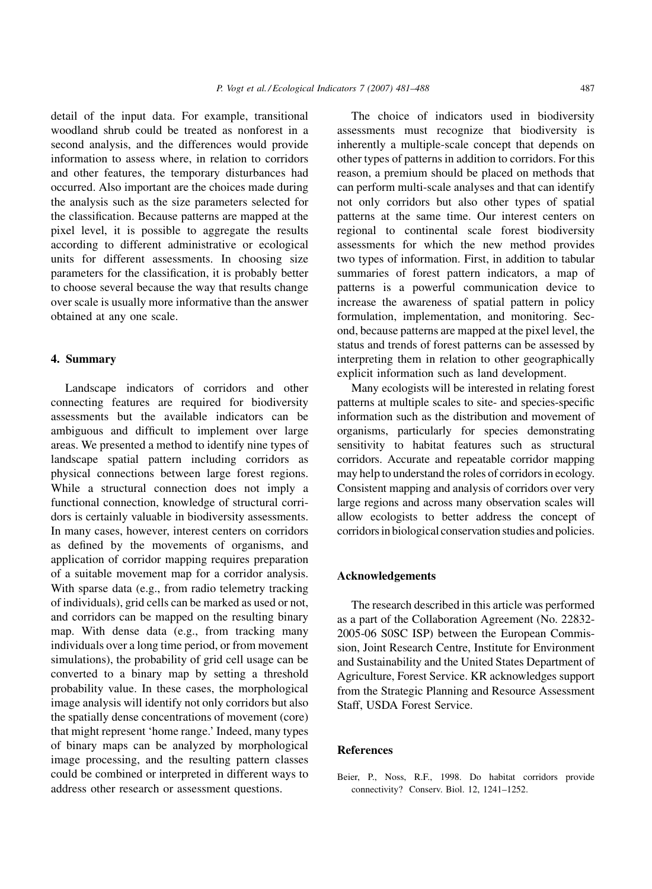detail of the input data. For example, transitional woodland shrub could be treated as nonforest in a second analysis, and the differences would provide information to assess where, in relation to corridors and other features, the temporary disturbances had occurred. Also important are the choices made during the analysis such as the size parameters selected for the classification. Because patterns are mapped at the pixel level, it is possible to aggregate the results according to different administrative or ecological units for different assessments. In choosing size parameters for the classification, it is probably better to choose several because the way that results change over scale is usually more informative than the answer obtained at any one scale.

## 4. Summary

Landscape indicators of corridors and other connecting features are required for biodiversity assessments but the available indicators can be ambiguous and difficult to implement over large areas. We presented a method to identify nine types of landscape spatial pattern including corridors as physical connections between large forest regions. While a structural connection does not imply a functional connection, knowledge of structural corridors is certainly valuable in biodiversity assessments. In many cases, however, interest centers on corridors as defined by the movements of organisms, and application of corridor mapping requires preparation of a suitable movement map for a corridor analysis. With sparse data (e.g., from radio telemetry tracking of individuals), grid cells can be marked as used or not, and corridors can be mapped on the resulting binary map. With dense data (e.g., from tracking many individuals over a long time period, or from movement simulations), the probability of grid cell usage can be converted to a binary map by setting a threshold probability value. In these cases, the morphological image analysis will identify not only corridors but also the spatially dense concentrations of movement (core) that might represent 'home range.' Indeed, many types of binary maps can be analyzed by morphological image processing, and the resulting pattern classes could be combined or interpreted in different ways to address other research or assessment questions.

The choice of indicators used in biodiversity assessments must recognize that biodiversity is inherently a multiple-scale concept that depends on other types of patterns in addition to corridors. For this reason, a premium should be placed on methods that can perform multi-scale analyses and that can identify not only corridors but also other types of spatial patterns at the same time. Our interest centers on regional to continental scale forest biodiversity assessments for which the new method provides two types of information. First, in addition to tabular summaries of forest pattern indicators, a map of patterns is a powerful communication device to increase the awareness of spatial pattern in policy formulation, implementation, and monitoring. Second, because patterns are mapped at the pixel level, the status and trends of forest patterns can be assessed by interpreting them in relation to other geographically explicit information such as land development.

Many ecologists will be interested in relating forest patterns at multiple scales to site- and species-specific information such as the distribution and movement of organisms, particularly for species demonstrating sensitivity to habitat features such as structural corridors. Accurate and repeatable corridor mapping may help to understand the roles of corridors in ecology. Consistent mapping and analysis of corridors over very large regions and across many observation scales will allow ecologists to better address the concept of corridors in biological conservation studies and policies.

## Acknowledgements

The research described in this article was performed as a part of the Collaboration Agreement (No. 22832-2005-06 S0SC ISP) between the European Commission, Joint Research Centre, Institute for Environment and Sustainability and the United States Department of Agriculture, Forest Service. KR acknowledges support from the Strategic Planning and Resource Assessment Staff, USDA Forest Service.

## References

Beier, P., Noss, R.F., 1998. Do habitat corridors provide connectivity? Conserv. Biol. 12, 1241–1252.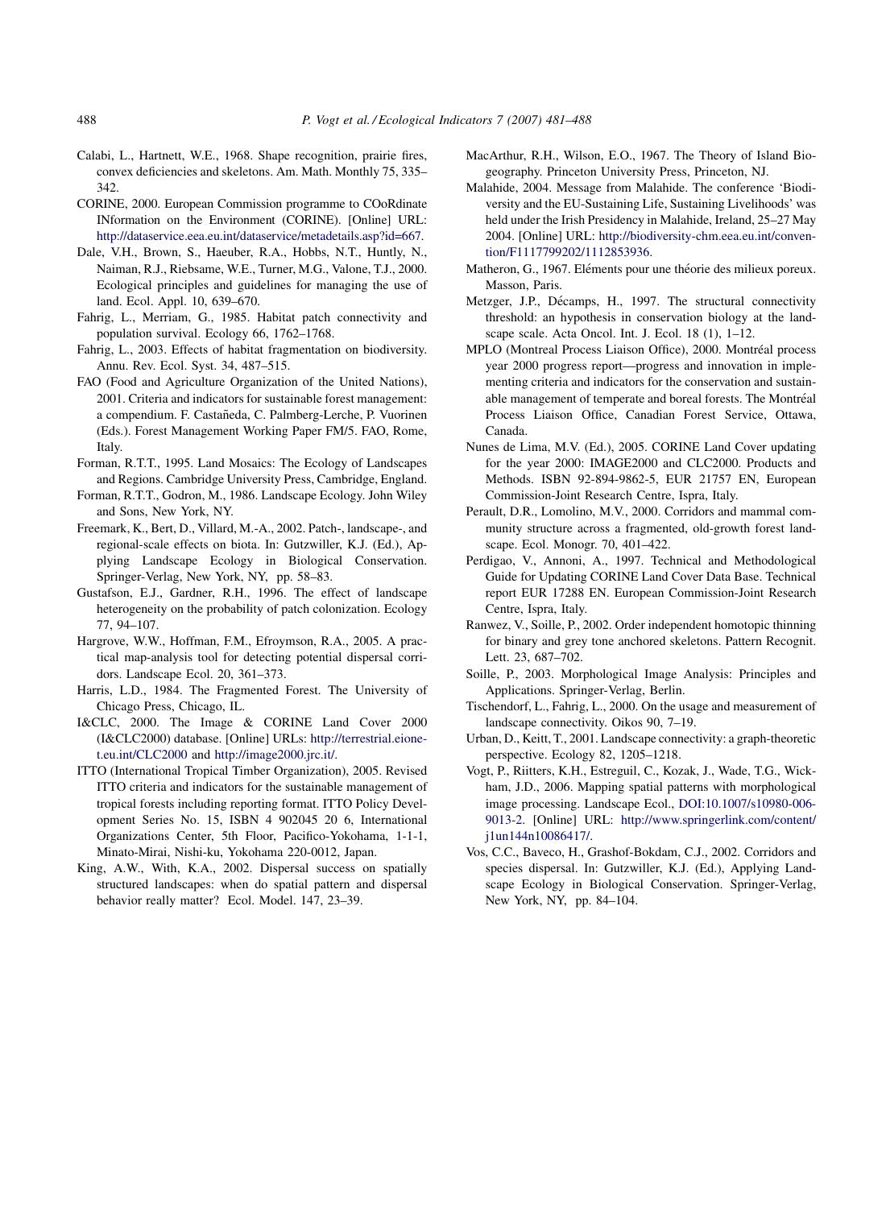Calabi, L., Hartnett, W.E., 1968. Shape recognition, prairie fires, convex deficiencies and skeletons. Am. Math. Monthly 75, 335–342.

CORINE, 2000. European Commission programme to COoRdinate INformation on the Environment (CORINE). [Online] URL: http://dataservice.eea.eu.int/dataservice/metadetails.asp?id=667.

Dale, V.H., Brown, S., Haeuber, R.A., Hobbs, N.T., Huntly, N., Naiman, R.J., Riebsame, W.E., Turner, M.G., Valone, T.J., 2000. Ecological principles and guidelines for managing the use of land. Ecol. Appl. 10, 639–670.

Fahrig, L., Merriam, G., 1985. Habitat patch connectivity and population survival. Ecology 66, 1762–1768.

Fahrig, L., 2003. Effects of habitat fragmentation on biodiversity. Annu. Rev. Ecol. Syst. 34, 487–515.

FAO (Food and Agriculture Organization of the United Nations), 2001. Criteria and indicators for sustainable forest management: a compendium. F. Castañeda, C. Palmberg-Lerche, P. Vuorinen (Eds.). Forest Management Working Paper FM/5. FAO, Rome, Italy.

Forman, R.T.T., 1995. Land Mosaics: The Ecology of Landscapes and Regions. Cambridge University Press, Cambridge, England.

Forman, R.T.T., Godron, M., 1986. Landscape Ecology. John Wiley and Sons, New York, NY.

Freemark, K., Bert, D., Villard, M.-A., 2002. Patch-, landscape-, and regional-scale effects on biota. In: Gutzwiller, K.J. (Ed.), Applying Landscape Ecology in Biological Conservation. Springer-Verlag, New York, NY, pp. 58–83.

Gustafson, E.J., Gardner, R.H., 1996. The effect of landscape heterogeneity on the probability of patch colonization. Ecology 77, 94–107.

Hargrove, W.W., Hoffman, F.M., Efroymson, R.A., 2005. A practical map-analysis tool for detecting potential dispersal corridors. Landscape Ecol. 20, 361–373.

Harris, L.D., 1984. The Fragmented Forest. The University of Chicago Press, Chicago, IL.

I&CLC, 2000. The Image & CORINE Land Cover 2000 (I&CLC2000) database. [Online] URLs: http://terrestrial.eionet.eu.int/CLC2000 and http://image2000.jrc.it/.

ITTO (International Tropical Timber Organization), 2005. Revised ITTO criteria and indicators for the sustainable management of tropical forests including reporting format. ITTO Policy Development Series No. 15, ISBN 4 902045 20 6, International Organizations Center, 5th Floor, Pacifico-Yokohama, 1-1-1, Minato-Mirai, Nishi-ku, Yokohama 220-0012, Japan.

King, A.W., With, K.A., 2002. Dispersal success on spatially structured landscapes: when do spatial pattern and dispersal behavior really matter? Ecol. Model. 147, 23–39.

MacArthur, R.H., Wilson, E.O., 1967. The Theory of Island Biogeography. Princeton University Press, Princeton, NJ.

Malahide, 2004. Message from Malahide. The conference 'Biodiversity and the EU-Sustaining Life, Sustaining Livelihoods' was held under the Irish Presidency in Malahide, Ireland, 25–27 May 2004. [Online] URL: http://biodiversity-chm.eea.eu.int/convention/F1117799202/1112853936.

Matheron, G., 1967. Eléments pour une théorie des milieux poreux. Masson, Paris.

Metzger, J.P., Décamps, H., 1997. The structural connectivity threshold: an hypothesis in conservation biology at the landscape scale. Acta Oncol. Int. J. Ecol. 18 (1), 1–12.

MPLO (Montreal Process Liaison Office), 2000. Montréal process year 2000 progress report—progress and innovation in implementing criteria and indicators for the conservation and sustainable management of temperate and boreal forests. The Montréal Process Liaison Office, Canadian Forest Service, Ottawa, Canada.

Nunes de Lima, M.V. (Ed.), 2005. CORINE Land Cover updating for the year 2000: IMAGE2000 and CLC2000. Products and Methods. ISBN 92-894-9862-5, EUR 21757 EN, European Commission-Joint Research Centre, Ispra, Italy.

Perault, D.R., Lomolino, M.V., 2000. Corridors and mammal community structure across a fragmented, old-growth forest landscape. Ecol. Monogr. 70, 401–422.

Perdigao, V., Annoni, A., 1997. Technical and Methodological Guide for Updating CORINE Land Cover Data Base. Technical report EUR 17288 EN. European Commission-Joint Research Centre, Ispra, Italy.

Ranwez, V., Soille, P., 2002. Order independent homotopic thinning for binary and grey tone anchored skeletons. Pattern Recognit. Lett. 23, 687–702.

Soille, P., 2003. Morphological Image Analysis: Principles and Applications. Springer-Verlag, Berlin.

Tischendorf, L., Fahrig, L., 2000. On the usage and measurement of landscape connectivity. Oikos 90, 7–19.

Urban, D., Keitt, T., 2001. Landscape connectivity: a graph-theoretic perspective. Ecology 82, 1205–1218.

Vogt, P., Riitters, K.H., Estreguil, C., Kozak, J., Wade, T.G., Wickham, J.D., 2006. Mapping spatial patterns with morphological image processing. Landscape Ecol., DOI:10.1007/s10980-006-9013-2. [Online] URL: http://www.springerlink.com/content/j1un144n10086417/.

Vos, C.C., Baveco, H., Grashof-Bokdam, C.J., 2002. Corridors and species dispersal. In: Gutzwiller, K.J. (Ed.), Applying Landscape Ecology in Biological Conservation. Springer-Verlag, New York, NY, pp. 84–104.